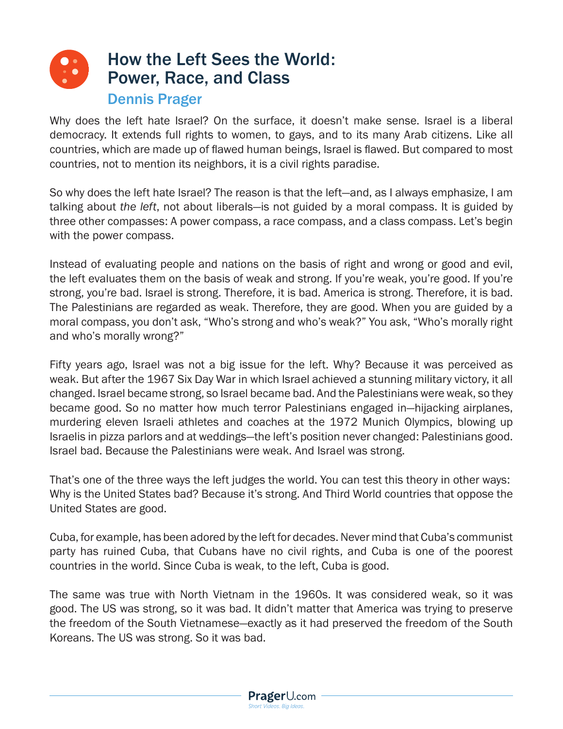# How the Left Sees the World: Power, Race, and Class

## Dennis Prager

Why does the left hate Israel? On the surface, it doesn't make sense. Israel is a liberal democracy. It extends full rights to women, to gays, and to its many Arab citizens. Like all countries, which are made up of flawed human beings, Israel is flawed. But compared to most countries, not to mention its neighbors, it is a civil rights paradise.

So why does the left hate Israel? The reason is that the left—and, as I always emphasize, I am talking about *the left*, not about liberals—is not guided by a moral compass. It is guided by three other compasses: A power compass, a race compass, and a class compass. Let's begin with the power compass.

Instead of evaluating people and nations on the basis of right and wrong or good and evil, the left evaluates them on the basis of weak and strong. If you're weak, you're good. If you're strong, you're bad. Israel is strong. Therefore, it is bad. America is strong. Therefore, it is bad. The Palestinians are regarded as weak. Therefore, they are good. When you are guided by a moral compass, you don't ask, "Who's strong and who's weak?" You ask, "Who's morally right and who's morally wrong?"

Fifty years ago, Israel was not a big issue for the left. Why? Because it was perceived as weak. But after the 1967 Six Day War in which Israel achieved a stunning military victory, it all changed. Israel became strong, so Israel became bad. And the Palestinians were weak, so they became good. So no matter how much terror Palestinians engaged in—hijacking airplanes, murdering eleven Israeli athletes and coaches at the 1972 Munich Olympics, blowing up Israelis in pizza parlors and at weddings—the left's position never changed: Palestinians good. Israel bad. Because the Palestinians were weak. And Israel was strong.

That's one of the three ways the left judges the world. You can test this theory in other ways: Why is the United States bad? Because it's strong. And Third World countries that oppose the United States are good.

Cuba, for example, has been adored by the left for decades. Never mind that Cuba's communist party has ruined Cuba, that Cubans have no civil rights, and Cuba is one of the poorest countries in the world. Since Cuba is weak, to the left, Cuba is good.

The same was true with North Vietnam in the 1960s. It was considered weak, so it was good. The US was strong, so it was bad. It didn't matter that America was trying to preserve the freedom of the South Vietnamese—exactly as it had preserved the freedom of the South Koreans. The US was strong. So it was bad.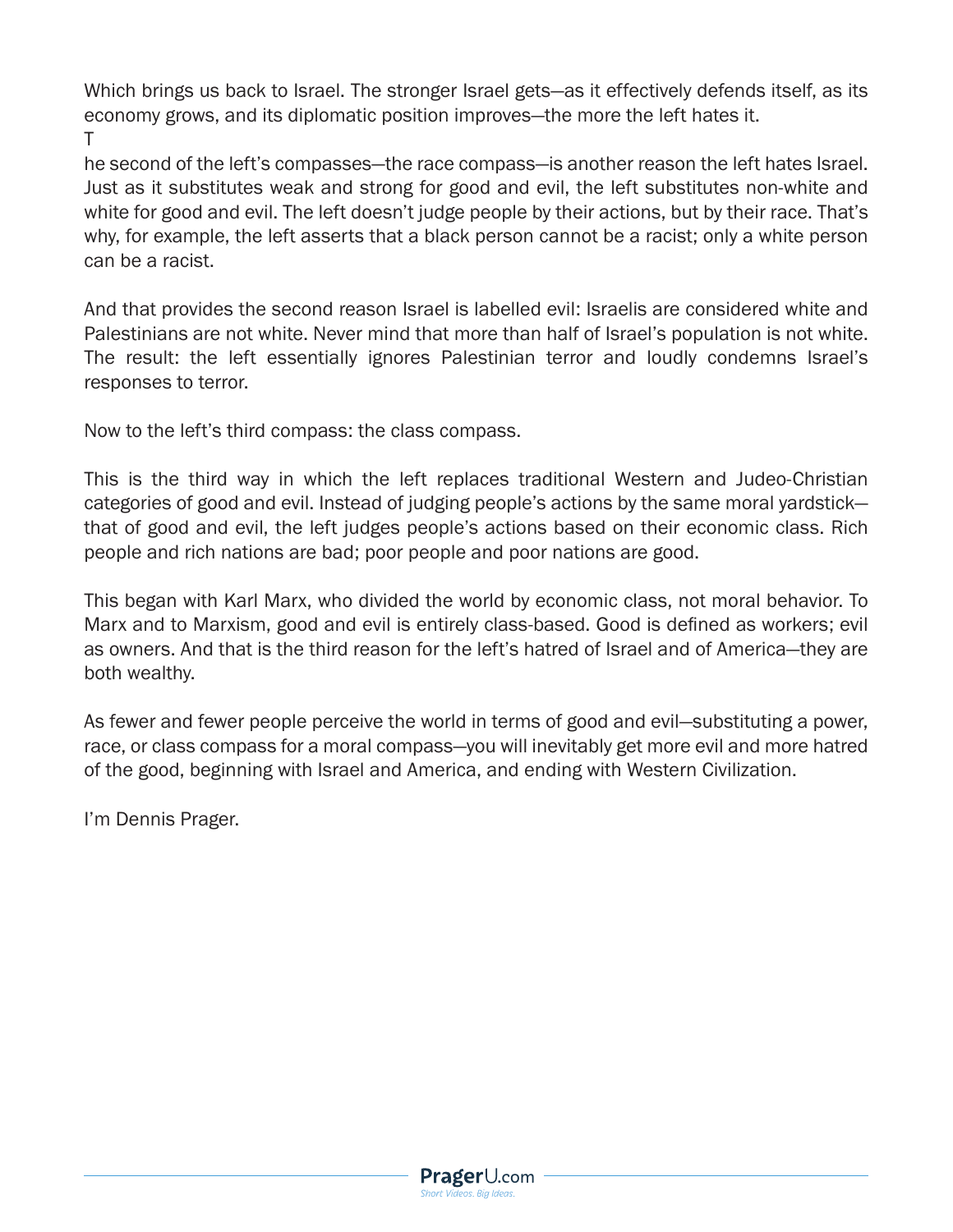Which brings us back to Israel. The stronger Israel gets—as it effectively defends itself, as its economy grows, and its diplomatic position improves—the more the left hates it.

The second of the left's compasses—the race compass—is another reason the left hates Israel. Just as it substitutes weak and strong for good and evil, the left substitutes non-white and white for good and evil. The left doesn't judge people by their actions, but by their race. That's why, for example, the left asserts that a black person cannot be a racist; only a white person can be a racist.

And that provides the second reason Israel is labelled evil: Israelis are considered white and Palestinians are not white. Never mind that more than half of Israel's population is not white. The result: the left essentially ignores Palestinian terror and loudly condemns Israel's responses to terror.

Now to the left's third compass: the class compass.

This is the third way in which the left replaces traditional Western and Judeo-Christian categories of good and evil. Instead of judging people's actions by the same moral yardstick—that of good and evil, the left judges people's actions based on their economic class. Rich people and rich nations are bad; poor people and poor nations are good.

This began with Karl Marx, who divided the world by economic class, not moral behavior. To Marx and to Marxism, good and evil is entirely class-based. Good is defined as workers; evil as owners. And that is the third reason for the left's hatred of Israel and of America—they are both wealthy.

As fewer and fewer people perceive the world in terms of good and evil—substituting a power, race, or class compass for a moral compass—you will inevitably get more evil and more hatred of the good, beginning with Israel and America, and ending with Western Civilization.

I'm Dennis Prager.